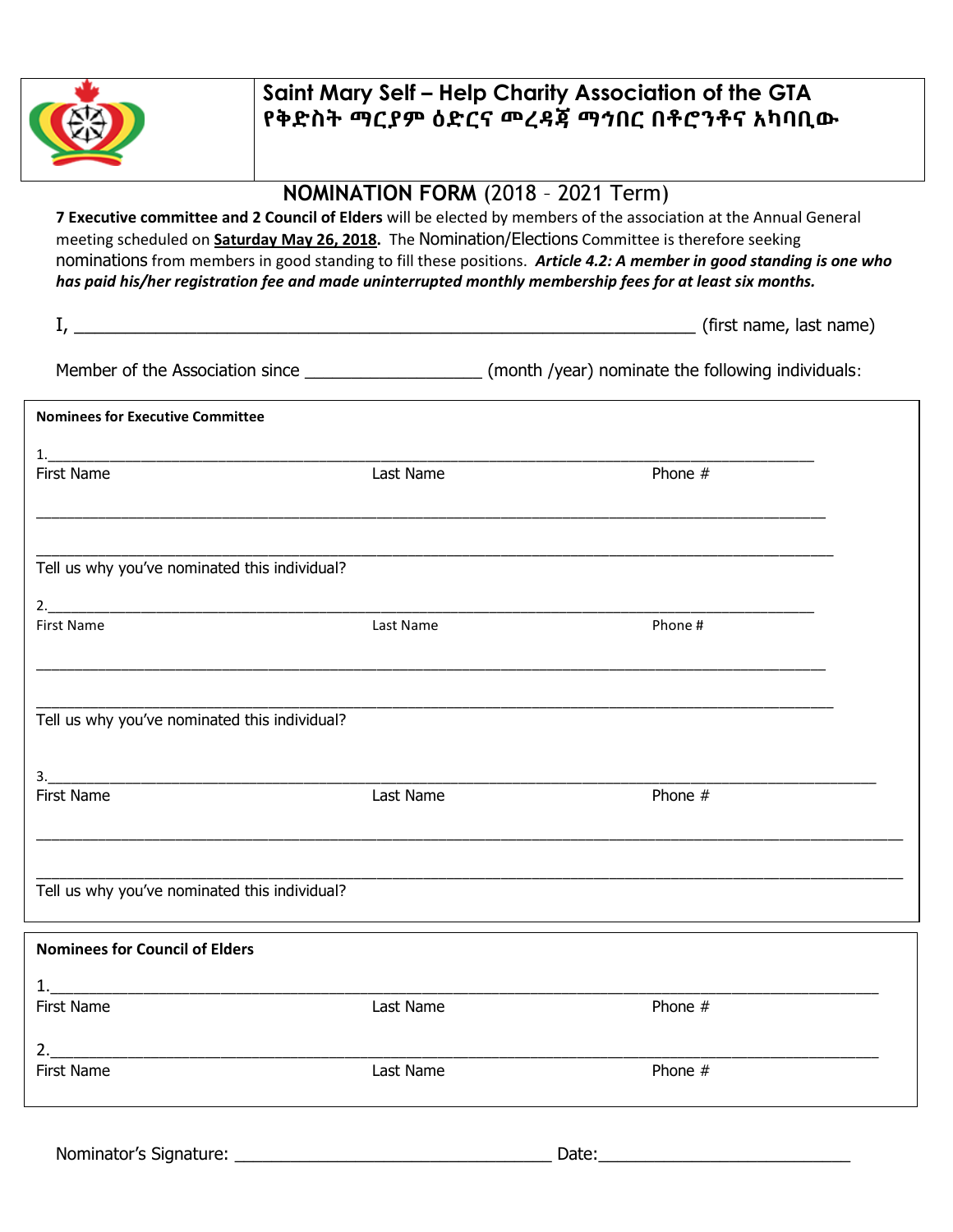# Saint Mary Self – Help Charity Association of the GTA
# የቅድስት ማርያም ዕድርና መረዳጃ ማኅበር በቶሮንቶና አካባቢው

## NOMINATION FORM (2018 – 2021 Term)

**7 Executive committee and 2 Council of Elders** will be elected by members of the association at the Annual General meeting scheduled on **Saturday May 26, 2018**. The Nomination/Elections Committee is therefore seeking nominations from members in good standing to fill these positions. ***Article 4.2: A member in good standing is one who has paid his/her registration fee and made uninterrupted monthly membership fees for at least six months.***

I, ____________________________________________________________ (first name, last name)

Member of the Association since _________________ (month /year) nominate the following individuals:

**Nominees for Executive Committee**

1.___________________________________________________________________________
First Name Last Name Phone #

___________________________________________________________________________

___________________________________________________________________________
Tell us why you've nominated this individual?

2.___________________________________________________________________________
First Name Last Name Phone #

___________________________________________________________________________

___________________________________________________________________________
Tell us why you've nominated this individual?

3.___________________________________________________________________________
First Name Last Name Phone #

___________________________________________________________________________

___________________________________________________________________________
Tell us why you've nominated this individual?

**Nominees for Council of Elders**

1.___________________________________________________________________________
First Name Last Name Phone #

2.___________________________________________________________________________
First Name Last Name Phone #

Nominator's Signature: ______________________________ Date:______________________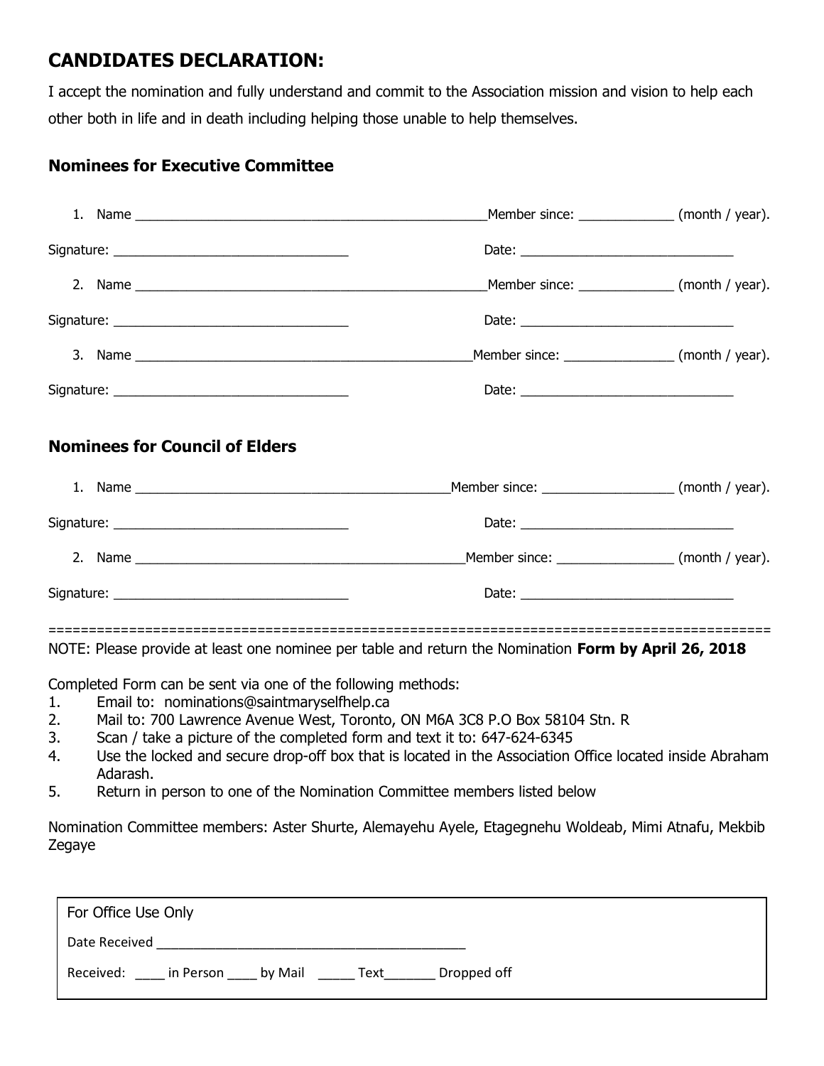## CANDIDATES DECLARATION:

I accept the nomination and fully understand and commit to the Association mission and vision to help each other both in life and in death including helping those unable to help themselves.

### Nominees for Executive Committee

1. Name ______________________________________________ Member since: ____________ (month / year).

Signature: ______________________________ Date: ____________________________

2. Name ______________________________________________ Member since: ____________ (month / year).

Signature: ______________________________ Date: ____________________________

3. Name ____________________________________________ Member since: ______________ (month / year).

Signature: ______________________________ Date: ____________________________

### Nominees for Council of Elders

1. Name __________________________________________ Member since: ________________ (month / year).

Signature: ______________________________ Date: ____________________________

2. Name ____________________________________________ Member since: _______________ (month / year).

Signature: ______________________________ Date: ____________________________

==========================================================================================

NOTE: Please provide at least one nominee per table and return the Nomination **Form by April 26, 2018**

Completed Form can be sent via one of the following methods:

1. Email to: nominations@saintmaryselfhelp.ca
2. Mail to: 700 Lawrence Avenue West, Toronto, ON M6A 3C8 P.O Box 58104 Stn. R
3. Scan / take a picture of the completed form and text it to: 647-624-6345
4. Use the locked and secure drop-off box that is located in the Association Office located inside Abraham Adarash.
5. Return in person to one of the Nomination Committee members listed below

Nomination Committee members: Aster Shurte, Alemayehu Ayele, Etagegnehu Woldeab, Mimi Atnafu, Mekbib Zegaye

| For Office Use Only |
| --- |
| Date Received ________________________________________ |
| Received: ____ in Person ____ by Mail _____ Text_______ Dropped off |